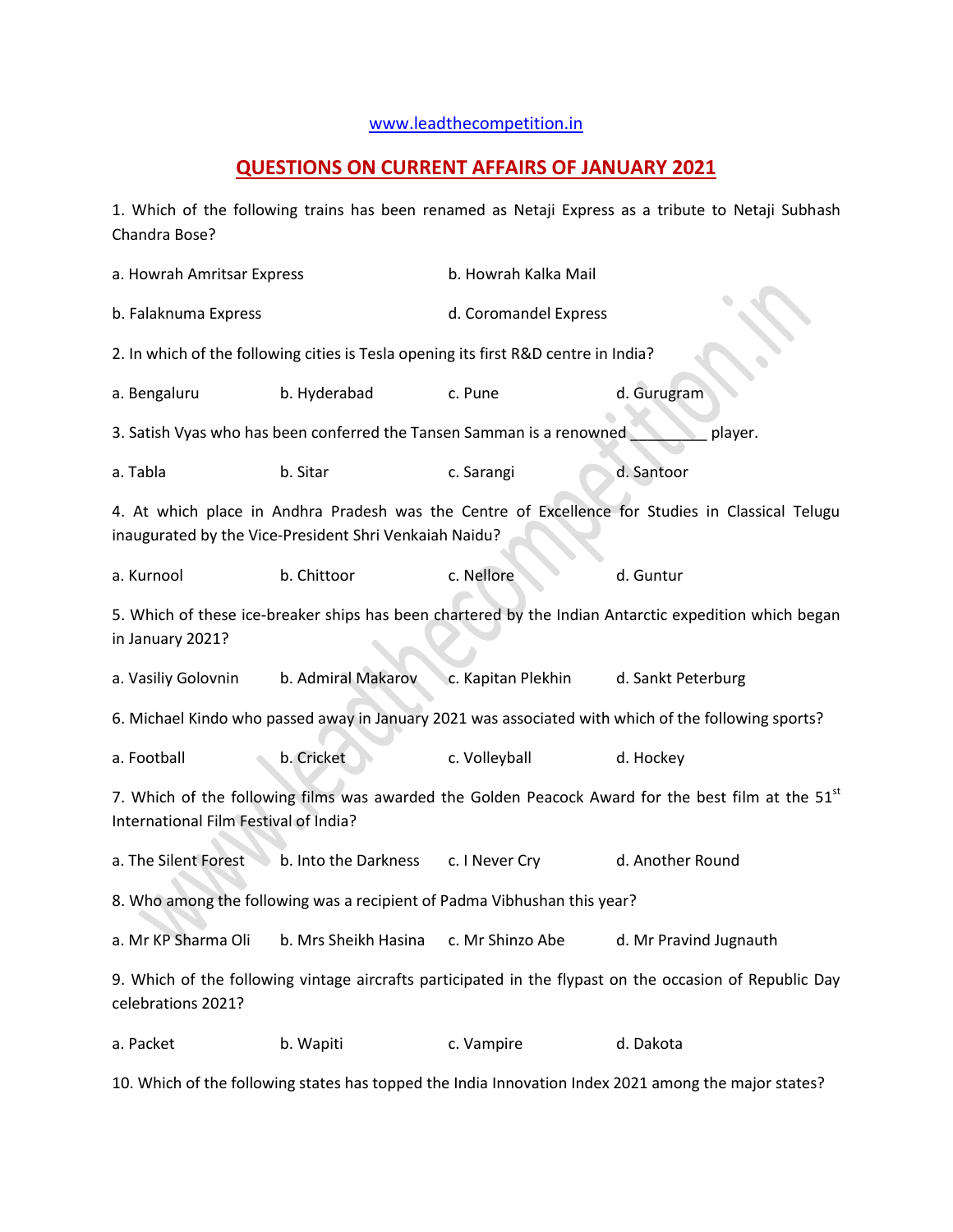www.leadthecompetition.in

# QUESTIONS ON CURRENT AFFAIRS OF JANUARY 2021

1. Which of the following trains has been renamed as Netaji Express as a tribute to Netaji Subhash Chandra Bose?

a. Howrah Amritsar Express　　b. Howrah Kalka Mail

b. Falaknuma Express　　d. Coromandel Express

2. In which of the following cities is Tesla opening its first R&D centre in India?

a. Bengaluru　　b. Hyderabad　　c. Pune　　d. Gurugram

3. Satish Vyas who has been conferred the Tansen Samman is a renowned _________ player.

a. Tabla　　b. Sitar　　c. Sarangi　　d. Santoor

4. At which place in Andhra Pradesh was the Centre of Excellence for Studies in Classical Telugu inaugurated by the Vice-President Shri Venkaiah Naidu?

a. Kurnool　　b. Chittoor　　c. Nellore　　d. Guntur

5. Which of these ice-breaker ships has been chartered by the Indian Antarctic expedition which began in January 2021?

a. Vasiliy Golovnin　　b. Admiral Makarov　　c. Kapitan Plekhin　　d. Sankt Peterburg

6. Michael Kindo who passed away in January 2021 was associated with which of the following sports?

a. Football　　b. Cricket　　c. Volleyball　　d. Hockey

7. Which of the following films was awarded the Golden Peacock Award for the best film at the 51st International Film Festival of India?

a. The Silent Forest　　b. Into the Darkness　　c. I Never Cry　　d. Another Round

8. Who among the following was a recipient of Padma Vibhushan this year?

a. Mr KP Sharma Oli　　b. Mrs Sheikh Hasina　　c. Mr Shinzo Abe　　d. Mr Pravind Jugnauth

9. Which of the following vintage aircrafts participated in the flypast on the occasion of Republic Day celebrations 2021?

a. Packet　　b. Wapiti　　c. Vampire　　d. Dakota

10. Which of the following states has topped the India Innovation Index 2021 among the major states?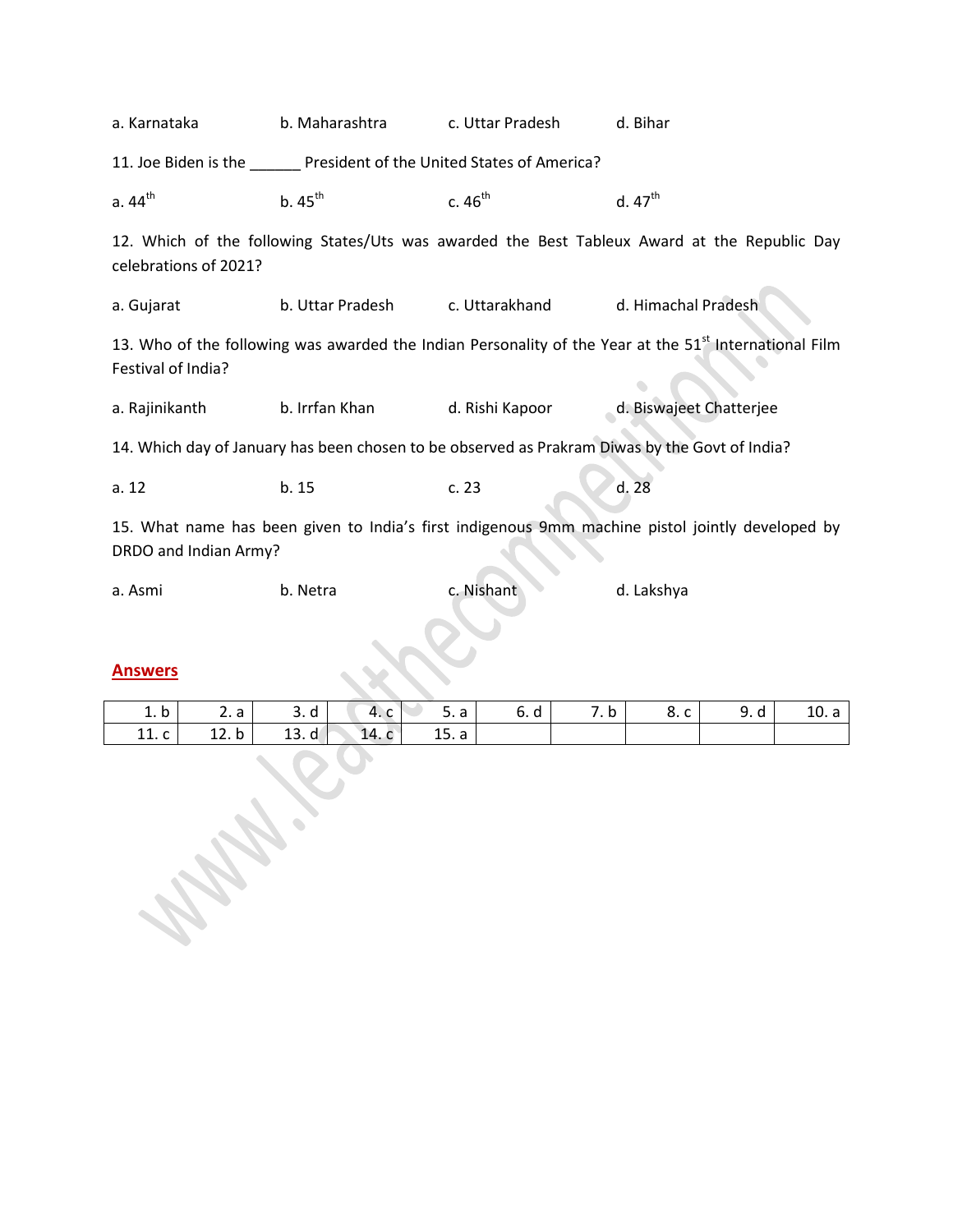a. Karnataka b. Maharashtra c. Uttar Pradesh d. Bihar

11. Joe Biden is the ______ President of the United States of America?

a. 44th b. 45th c. 46th d. 47th

12. Which of the following States/Uts was awarded the Best Tableux Award at the Republic Day celebrations of 2021?

a. Gujarat b. Uttar Pradesh c. Uttarakhand d. Himachal Pradesh

13. Who of the following was awarded the Indian Personality of the Year at the 51st International Film Festival of India?

a. Rajinikanth b. Irrfan Khan d. Rishi Kapoor d. Biswajeet Chatterjee

14. Which day of January has been chosen to be observed as Prakram Diwas by the Govt of India?

a. 12 b. 15 c. 23 d. 28

15. What name has been given to India's first indigenous 9mm machine pistol jointly developed by DRDO and Indian Army?

a. Asmi b. Netra c. Nishant d. Lakshya

## Answers

| | | | | | | | | | |
|---|---|---|---|---|---|---|---|---|---|
| 1. b | 2. a | 3. d | 4. c | 5. a | 6. d | 7. b | 8. c | 9. d | 10. a |
| 11. c | 12. b | 13. d | 14. c | 15. a | | | | | |